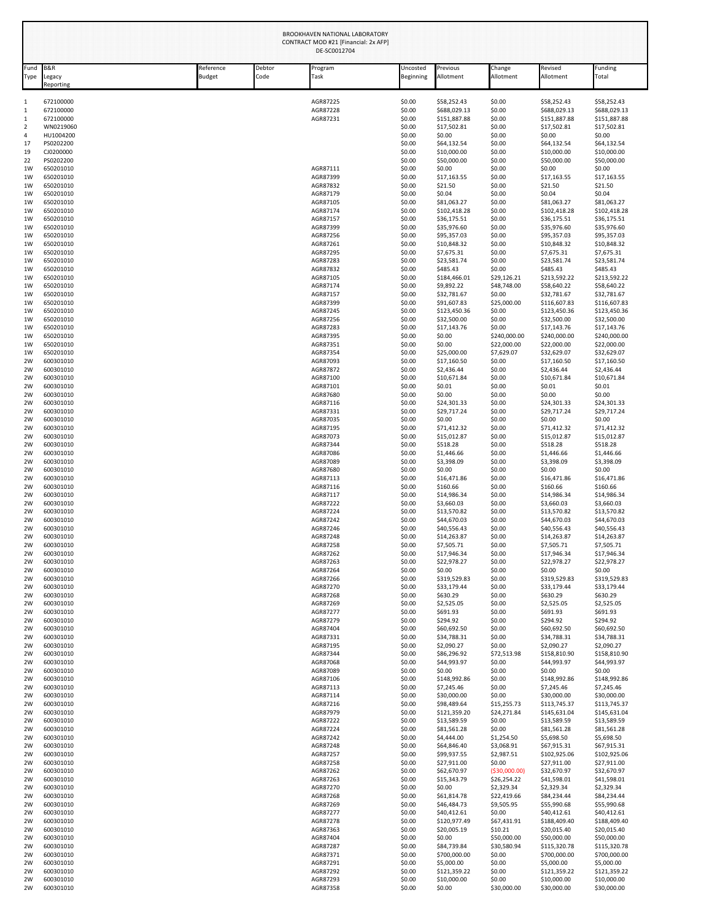BROOKHAVEN NATIONAL LABORATORY
CONTRACT MOD #21 [Financial: 2x AFP]
DE-SC0012704

| Fund Type | B&R Legacy Reporting | Reference Budget | Debtor Code | Program Task | Uncosted Beginning | Previous Allotment | Change Allotment | Revised Allotment | Funding Total |
|---|---|---|---|---|---|---|---|---|---|
| 1 | 672100000 | | | AGR87225 | $0.00 | $58,252.43 | $0.00 | $58,252.43 | $58,252.43 |
| 1 | 672100000 | | | AGR87228 | $0.00 | $688,029.13 | $0.00 | $688,029.13 | $688,029.13 |
| 1 | 672100000 | | | AGR87231 | $0.00 | $151,887.88 | $0.00 | $151,887.88 | $151,887.88 |
| 2 | WN0219060 | | | | $0.00 | $17,502.81 | $0.00 | $17,502.81 | $17,502.81 |
| 4 | HU1004200 | | | | $0.00 | $0.00 | $0.00 | $0.00 | $0.00 |
| 17 | PS0202200 | | | | $0.00 | $64,132.54 | $0.00 | $64,132.54 | $64,132.54 |
| 19 | CJ0200000 | | | | $0.00 | $10,000.00 | $0.00 | $10,000.00 | $10,000.00 |
| 22 | PS0202200 | | | | $0.00 | $50,000.00 | $0.00 | $50,000.00 | $50,000.00 |
| 1W | 650201010 | | | AGR87111 | $0.00 | $0.00 | $0.00 | $0.00 | $0.00 |
| 1W | 650201010 | | | AGR87399 | $0.00 | $17,163.55 | $0.00 | $17,163.55 | $17,163.55 |
| 1W | 650201010 | | | AGR87832 | $0.00 | $21.50 | $0.00 | $21.50 | $21.50 |
| 1W | 650201010 | | | AGR87179 | $0.00 | $0.04 | $0.00 | $0.04 | $0.04 |
| 1W | 650201010 | | | AGR87105 | $0.00 | $81,063.27 | $0.00 | $81,063.27 | $81,063.27 |
| 1W | 650201010 | | | AGR87174 | $0.00 | $102,418.28 | $0.00 | $102,418.28 | $102,418.28 |
| 1W | 650201010 | | | AGR87157 | $0.00 | $36,175.51 | $0.00 | $36,175.51 | $36,175.51 |
| 1W | 650201010 | | | AGR87399 | $0.00 | $35,976.60 | $0.00 | $35,976.60 | $35,976.60 |
| 1W | 650201010 | | | AGR87256 | $0.00 | $95,357.03 | $0.00 | $95,357.03 | $95,357.03 |
| 1W | 650201010 | | | AGR87261 | $0.00 | $10,848.32 | $0.00 | $10,848.32 | $10,848.32 |
| 1W | 650201010 | | | AGR87295 | $0.00 | $7,675.31 | $0.00 | $7,675.31 | $7,675.31 |
| 1W | 650201010 | | | AGR87283 | $0.00 | $23,581.74 | $0.00 | $23,581.74 | $23,581.74 |
| 1W | 650201010 | | | AGR87832 | $0.00 | $485.43 | $0.00 | $485.43 | $485.43 |
| 1W | 650201010 | | | AGR87105 | $0.00 | $184,466.01 | $29,126.21 | $213,592.22 | $213,592.22 |
| 1W | 650201010 | | | AGR87174 | $0.00 | $9,892.22 | $48,748.00 | $58,640.22 | $58,640.22 |
| 1W | 650201010 | | | AGR87157 | $0.00 | $32,781.67 | $0.00 | $32,781.67 | $32,781.67 |
| 1W | 650201010 | | | AGR87399 | $0.00 | $91,607.83 | $25,000.00 | $116,607.83 | $116,607.83 |
| 1W | 650201010 | | | AGR87245 | $0.00 | $123,450.36 | $0.00 | $123,450.36 | $123,450.36 |
| 1W | 650201010 | | | AGR87256 | $0.00 | $32,500.00 | $0.00 | $32,500.00 | $32,500.00 |
| 1W | 650201010 | | | AGR87283 | $0.00 | $17,143.76 | $0.00 | $17,143.76 | $17,143.76 |
| 1W | 650201010 | | | AGR87395 | $0.00 | $0.00 | $240,000.00 | $240,000.00 | $240,000.00 |
| 1W | 650201010 | | | AGR87351 | $0.00 | $0.00 | $22,000.00 | $22,000.00 | $22,000.00 |
| 1W | 650201010 | | | AGR87354 | $0.00 | $25,000.00 | $7,629.07 | $32,629.07 | $32,629.07 |
| 2W | 600301010 | | | AGR87093 | $0.00 | $17,160.50 | $0.00 | $17,160.50 | $17,160.50 |
| 2W | 600301010 | | | AGR87872 | $0.00 | $2,436.44 | $0.00 | $2,436.44 | $2,436.44 |
| 2W | 600301010 | | | AGR87100 | $0.00 | $10,671.84 | $0.00 | $10,671.84 | $10,671.84 |
| 2W | 600301010 | | | AGR87101 | $0.00 | $0.01 | $0.00 | $0.01 | $0.01 |
| 2W | 600301010 | | | AGR87680 | $0.00 | $0.00 | $0.00 | $0.00 | $0.00 |
| 2W | 600301010 | | | AGR87116 | $0.00 | $24,301.33 | $0.00 | $24,301.33 | $24,301.33 |
| 2W | 600301010 | | | AGR87331 | $0.00 | $29,717.24 | $0.00 | $29,717.24 | $29,717.24 |
| 2W | 600301010 | | | AGR87035 | $0.00 | $0.00 | $0.00 | $0.00 | $0.00 |
| 2W | 600301010 | | | AGR87195 | $0.00 | $71,412.32 | $0.00 | $71,412.32 | $71,412.32 |
| 2W | 600301010 | | | AGR87073 | $0.00 | $15,012.87 | $0.00 | $15,012.87 | $15,012.87 |
| 2W | 600301010 | | | AGR87344 | $0.00 | $518.28 | $0.00 | $518.28 | $518.28 |
| 2W | 600301010 | | | AGR87086 | $0.00 | $1,446.66 | $0.00 | $1,446.66 | $1,446.66 |
| 2W | 600301010 | | | AGR87089 | $0.00 | $3,398.09 | $0.00 | $3,398.09 | $3,398.09 |
| 2W | 600301010 | | | AGR87680 | $0.00 | $0.00 | $0.00 | $0.00 | $0.00 |
| 2W | 600301010 | | | AGR87113 | $0.00 | $16,471.86 | $0.00 | $16,471.86 | $16,471.86 |
| 2W | 600301010 | | | AGR87116 | $0.00 | $160.66 | $0.00 | $160.66 | $160.66 |
| 2W | 600301010 | | | AGR87117 | $0.00 | $14,986.34 | $0.00 | $14,986.34 | $14,986.34 |
| 2W | 600301010 | | | AGR87222 | $0.00 | $3,660.03 | $0.00 | $3,660.03 | $3,660.03 |
| 2W | 600301010 | | | AGR87224 | $0.00 | $13,570.82 | $0.00 | $13,570.82 | $13,570.82 |
| 2W | 600301010 | | | AGR87242 | $0.00 | $44,670.03 | $0.00 | $44,670.03 | $44,670.03 |
| 2W | 600301010 | | | AGR87246 | $0.00 | $40,556.43 | $0.00 | $40,556.43 | $40,556.43 |
| 2W | 600301010 | | | AGR87248 | $0.00 | $14,263.87 | $0.00 | $14,263.87 | $14,263.87 |
| 2W | 600301010 | | | AGR87258 | $0.00 | $7,505.71 | $0.00 | $7,505.71 | $7,505.71 |
| 2W | 600301010 | | | AGR87262 | $0.00 | $17,946.34 | $0.00 | $17,946.34 | $17,946.34 |
| 2W | 600301010 | | | AGR87263 | $0.00 | $22,978.27 | $0.00 | $22,978.27 | $22,978.27 |
| 2W | 600301010 | | | AGR87264 | $0.00 | $0.00 | $0.00 | $0.00 | $0.00 |
| 2W | 600301010 | | | AGR87266 | $0.00 | $319,529.83 | $0.00 | $319,529.83 | $319,529.83 |
| 2W | 600301010 | | | AGR87270 | $0.00 | $33,179.44 | $0.00 | $33,179.44 | $33,179.44 |
| 2W | 600301010 | | | AGR87268 | $0.00 | $630.29 | $0.00 | $630.29 | $630.29 |
| 2W | 600301010 | | | AGR87269 | $0.00 | $2,525.05 | $0.00 | $2,525.05 | $2,525.05 |
| 2W | 600301010 | | | AGR87277 | $0.00 | $691.93 | $0.00 | $691.93 | $691.93 |
| 2W | 600301010 | | | AGR87279 | $0.00 | $294.92 | $0.00 | $294.92 | $294.92 |
| 2W | 600301010 | | | AGR87404 | $0.00 | $60,692.50 | $0.00 | $60,692.50 | $60,692.50 |
| 2W | 600301010 | | | AGR87331 | $0.00 | $34,788.31 | $0.00 | $34,788.31 | $34,788.31 |
| 2W | 600301010 | | | AGR87195 | $0.00 | $2,090.27 | $0.00 | $2,090.27 | $2,090.27 |
| 2W | 600301010 | | | AGR87344 | $0.00 | $86,296.92 | $72,513.98 | $158,810.90 | $158,810.90 |
| 2W | 600301010 | | | AGR87068 | $0.00 | $44,993.97 | $0.00 | $44,993.97 | $44,993.97 |
| 2W | 600301010 | | | AGR87089 | $0.00 | $0.00 | $0.00 | $0.00 | $0.00 |
| 2W | 600301010 | | | AGR87106 | $0.00 | $148,992.86 | $0.00 | $148,992.86 | $148,992.86 |
| 2W | 600301010 | | | AGR87113 | $0.00 | $7,245.46 | $0.00 | $7,245.46 | $7,245.46 |
| 2W | 600301010 | | | AGR87114 | $0.00 | $30,000.00 | $0.00 | $30,000.00 | $30,000.00 |
| 2W | 600301010 | | | AGR87216 | $0.00 | $98,489.64 | $15,255.73 | $113,745.37 | $113,745.37 |
| 2W | 600301010 | | | AGR87979 | $0.00 | $121,359.20 | $24,271.84 | $145,631.04 | $145,631.04 |
| 2W | 600301010 | | | AGR87222 | $0.00 | $13,589.59 | $0.00 | $13,589.59 | $13,589.59 |
| 2W | 600301010 | | | AGR87224 | $0.00 | $81,561.28 | $0.00 | $81,561.28 | $81,561.28 |
| 2W | 600301010 | | | AGR87242 | $0.00 | $4,444.00 | $1,254.50 | $5,698.50 | $5,698.50 |
| 2W | 600301010 | | | AGR87248 | $0.00 | $64,846.40 | $3,068.91 | $67,915.31 | $67,915.31 |
| 2W | 600301010 | | | AGR87257 | $0.00 | $99,937.55 | $2,987.51 | $102,925.06 | $102,925.06 |
| 2W | 600301010 | | | AGR87258 | $0.00 | $27,911.00 | $0.00 | $27,911.00 | $27,911.00 |
| 2W | 600301010 | | | AGR87262 | $0.00 | $62,670.97 | ($30,000.00) | $32,670.97 | $32,670.97 |
| 2W | 600301010 | | | AGR87263 | $0.00 | $15,343.79 | $26,254.22 | $41,598.01 | $41,598.01 |
| 2W | 600301010 | | | AGR87270 | $0.00 | $0.00 | $2,329.34 | $2,329.34 | $2,329.34 |
| 2W | 600301010 | | | AGR87268 | $0.00 | $61,814.78 | $22,419.66 | $84,234.44 | $84,234.44 |
| 2W | 600301010 | | | AGR87269 | $0.00 | $46,484.73 | $9,505.95 | $55,990.68 | $55,990.68 |
| 2W | 600301010 | | | AGR87277 | $0.00 | $40,412.61 | $0.00 | $40,412.61 | $40,412.61 |
| 2W | 600301010 | | | AGR87278 | $0.00 | $120,977.49 | $67,431.91 | $188,409.40 | $188,409.40 |
| 2W | 600301010 | | | AGR87363 | $0.00 | $20,005.19 | $10.21 | $20,015.40 | $20,015.40 |
| 2W | 600301010 | | | AGR87404 | $0.00 | $0.00 | $50,000.00 | $50,000.00 | $50,000.00 |
| 2W | 600301010 | | | AGR87287 | $0.00 | $84,739.84 | $30,580.94 | $115,320.78 | $115,320.78 |
| 2W | 600301010 | | | AGR87371 | $0.00 | $700,000.00 | $0.00 | $700,000.00 | $700,000.00 |
| 2W | 600301010 | | | AGR87291 | $0.00 | $5,000.00 | $0.00 | $5,000.00 | $5,000.00 |
| 2W | 600301010 | | | AGR87292 | $0.00 | $121,359.22 | $0.00 | $121,359.22 | $121,359.22 |
| 2W | 600301010 | | | AGR87293 | $0.00 | $10,000.00 | $0.00 | $10,000.00 | $10,000.00 |
| 2W | 600301010 | | | AGR87358 | $0.00 | $0.00 | $30,000.00 | $30,000.00 | $30,000.00 |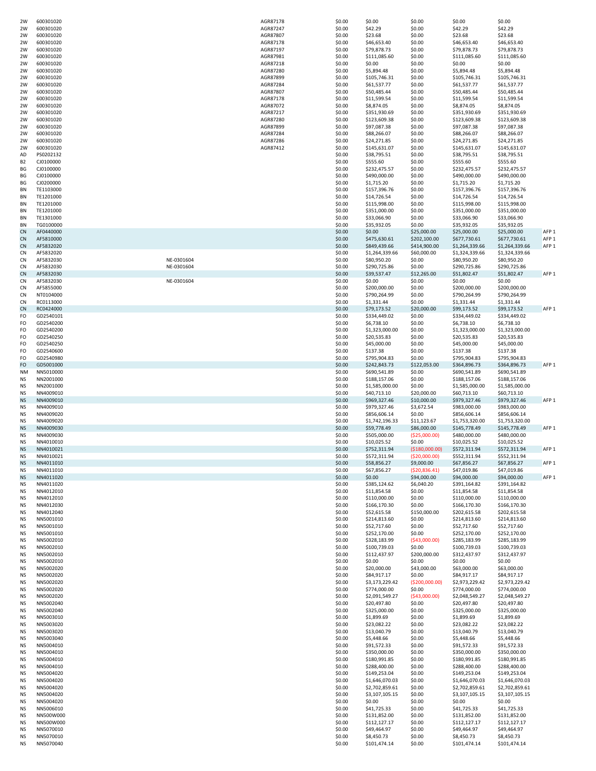| | | | | | | | | | |
|---|---|---|---|---|---|---|---|---|---|
| 2W | 600301020 | | AGR87178 | $0.00 | $0.00 | $0.00 | $0.00 | $0.00 | |
| 2W | 600301020 | | AGR87247 | $0.00 | $42.29 | $0.00 | $42.29 | $42.29 | |
| 2W | 600301020 | | AGR87807 | $0.00 | $23.68 | $0.00 | $23.68 | $23.68 | |
| 2W | 600301020 | | AGR87178 | $0.00 | $46,653.40 | $0.00 | $46,653.40 | $46,653.40 | |
| 2W | 600301020 | | AGR87197 | $0.00 | $79,878.73 | $0.00 | $79,878.73 | $79,878.73 | |
| 2W | 600301020 | | AGR87981 | $0.00 | $111,085.60 | $0.00 | $111,085.60 | $111,085.60 | |
| 2W | 600301020 | | AGR87218 | $0.00 | $0.00 | $0.00 | $0.00 | $0.00 | |
| 2W | 600301020 | | AGR87280 | $0.00 | $5,894.48 | $0.00 | $5,894.48 | $5,894.48 | |
| 2W | 600301020 | | AGR87899 | $0.00 | $105,746.31 | $0.00 | $105,746.31 | $105,746.31 | |
| 2W | 600301020 | | AGR87284 | $0.00 | $61,537.77 | $0.00 | $61,537.77 | $61,537.77 | |
| 2W | 600301020 | | AGR87807 | $0.00 | $50,485.44 | $0.00 | $50,485.44 | $50,485.44 | |
| 2W | 600301020 | | AGR87178 | $0.00 | $11,599.54 | $0.00 | $11,599.54 | $11,599.54 | |
| 2W | 600301020 | | AGR87072 | $0.00 | $8,874.05 | $0.00 | $8,874.05 | $8,874.05 | |
| 2W | 600301020 | | AGR87217 | $0.00 | $351,930.69 | $0.00 | $351,930.69 | $351,930.69 | |
| 2W | 600301020 | | AGR87280 | $0.00 | $123,609.38 | $0.00 | $123,609.38 | $123,609.38 | |
| 2W | 600301020 | | AGR87899 | $0.00 | $97,087.38 | $0.00 | $97,087.38 | $97,087.38 | |
| 2W | 600301020 | | AGR87284 | $0.00 | $88,266.07 | $0.00 | $88,266.07 | $88,266.07 | |
| 2W | 600301020 | | AGR87286 | $0.00 | $24,271.85 | $0.00 | $24,271.85 | $24,271.85 | |
| 2W | 600301020 | | AGR87412 | $0.00 | $145,631.07 | $0.00 | $145,631.07 | $145,631.07 | |
| AD | PS0202132 | | | $0.00 | $38,795.51 | $0.00 | $38,795.51 | $38,795.51 | |
| B2 | CJ0100000 | | | $0.00 | $555.60 | $0.00 | $555.60 | $555.60 | |
| BG | CJ0100000 | | | $0.00 | $232,475.57 | $0.00 | $232,475.57 | $232,475.57 | |
| BG | CJ0100000 | | | $0.00 | $490,000.00 | $0.00 | $490,000.00 | $490,000.00 | |
| BG | CJ0200000 | | | $0.00 | $1,715.20 | $0.00 | $1,715.20 | $1,715.20 | |
| BN | TE1103000 | | | $0.00 | $157,396.76 | $0.00 | $157,396.76 | $157,396.76 | |
| BN | TE1201000 | | | $0.00 | $14,726.54 | $0.00 | $14,726.54 | $14,726.54 | |
| BN | TE1201000 | | | $0.00 | $115,998.00 | $0.00 | $115,998.00 | $115,998.00 | |
| BN | TE1201000 | | | $0.00 | $351,000.00 | $0.00 | $351,000.00 | $351,000.00 | |
| BN | TE1301000 | | | $0.00 | $33,066.90 | $0.00 | $33,066.90 | $33,066.90 | |
| BN | TG0100000 | | | $0.00 | $35,932.05 | $0.00 | $35,932.05 | $35,932.05 | |
| CN | AF0440000 | | | $0.00 | $0.00 | $25,000.00 | $25,000.00 | $25,000.00 | AFP 1 |
| CN | AF5810000 | | | $0.00 | $475,630.61 | $202,100.00 | $677,730.61 | $677,730.61 | AFP 1 |
| CN | AF5832020 | | | $0.00 | $849,439.66 | $414,900.00 | $1,264,339.66 | $1,264,339.66 | AFP 1 |
| CN | AF5832020 | | | $0.00 | $1,264,339.66 | $60,000.00 | $1,324,339.66 | $1,324,339.66 | |
| CN | AF5832030 | NE-0301604 | | $0.00 | $80,950.20 | $0.00 | $80,950.20 | $80,950.20 | |
| CN | AF5832030 | NE-0301604 | | $0.00 | $290,725.86 | $0.00 | $290,725.86 | $290,725.86 | |
| CN | AF5832030 | | | $0.00 | $39,537.47 | $12,265.00 | $51,802.47 | $51,802.47 | AFP 1 |
| CN | AF5832030 | NE-0301604 | | $0.00 | $0.00 | $0.00 | $0.00 | $0.00 | |
| CN | AF5855000 | | | $0.00 | $200,000.00 | $0.00 | $200,000.00 | $200,000.00 | |
| CN | NT0104000 | | | $0.00 | $790,264.99 | $0.00 | $790,264.99 | $790,264.99 | |
| CN | RC0113000 | | | $0.00 | $1,331.44 | $0.00 | $1,331.44 | $1,331.44 | |
| CN | RC0424000 | | | $0.00 | $79,173.52 | $20,000.00 | $99,173.52 | $99,173.52 | AFP 1 |
| FO | GD2540101 | | | $0.00 | $334,449.02 | $0.00 | $334,449.02 | $334,449.02 | |
| FO | GD2540200 | | | $0.00 | $6,738.10 | $0.00 | $6,738.10 | $6,738.10 | |
| FO | GD2540200 | | | $0.00 | $1,323,000.00 | $0.00 | $1,323,000.00 | $1,323,000.00 | |
| FO | GD2540250 | | | $0.00 | $20,535.83 | $0.00 | $20,535.83 | $20,535.83 | |
| FO | GD2540250 | | | $0.00 | $45,000.00 | $0.00 | $45,000.00 | $45,000.00 | |
| FO | GD2540600 | | | $0.00 | $137.38 | $0.00 | $137.38 | $137.38 | |
| FO | GD2540980 | | | $0.00 | $795,904.83 | $0.00 | $795,904.83 | $795,904.83 | |
| FO | GD5001000 | | | $0.00 | $242,843.73 | $122,053.00 | $364,896.73 | $364,896.73 | AFP 1 |
| NM | NN5010000 | | | $0.00 | $690,541.89 | $0.00 | $690,541.89 | $690,541.89 | |
| NS | NN2001000 | | | $0.00 | $188,157.06 | $0.00 | $188,157.06 | $188,157.06 | |
| NS | NN2001000 | | | $0.00 | $1,585,000.00 | $0.00 | $1,585,000.00 | $1,585,000.00 | |
| NS | NN4009010 | | | $0.00 | $40,713.10 | $20,000.00 | $60,713.10 | $60,713.10 | |
| NS | NN4009010 | | | $0.00 | $969,327.46 | $10,000.00 | $979,327.46 | $979,327.46 | AFP 1 |
| NS | NN4009010 | | | $0.00 | $979,327.46 | $3,672.54 | $983,000.00 | $983,000.00 | |
| NS | NN4009020 | | | $0.00 | $856,606.14 | $0.00 | $856,606.14 | $856,606.14 | |
| NS | NN4009020 | | | $0.00 | $1,742,196.33 | $11,123.67 | $1,753,320.00 | $1,753,320.00 | |
| NS | NN4009030 | | | $0.00 | $59,778.49 | $86,000.00 | $145,778.49 | $145,778.49 | AFP 1 |
| NS | NN4009030 | | | $0.00 | $505,000.00 | ($25,000.00) | $480,000.00 | $480,000.00 | |
| NS | NN4010010 | | | $0.00 | $10,025.52 | $0.00 | $10,025.52 | $10,025.52 | |
| NS | NN4010021 | | | $0.00 | $752,311.94 | ($180,000.00) | $572,311.94 | $572,311.94 | AFP 1 |
| NS | NN4010021 | | | $0.00 | $572,311.94 | ($20,000.00) | $552,311.94 | $552,311.94 | |
| NS | NN4011010 | | | $0.00 | $58,856.27 | $9,000.00 | $67,856.27 | $67,856.27 | AFP 1 |
| NS | NN4011010 | | | $0.00 | $67,856.27 | ($20,836.41) | $47,019.86 | $47,019.86 | |
| NS | NN4011020 | | | $0.00 | $0.00 | $94,000.00 | $94,000.00 | $94,000.00 | AFP 1 |
| NS | NN4011020 | | | $0.00 | $385,124.62 | $6,040.20 | $391,164.82 | $391,164.82 | |
| NS | NN4012010 | | | $0.00 | $11,854.58 | $0.00 | $11,854.58 | $11,854.58 | |
| NS | NN4012010 | | | $0.00 | $110,000.00 | $0.00 | $110,000.00 | $110,000.00 | |
| NS | NN4012030 | | | $0.00 | $166,170.30 | $0.00 | $166,170.30 | $166,170.30 | |
| NS | NN4012040 | | | $0.00 | $52,615.58 | $150,000.00 | $202,615.58 | $202,615.58 | |
| NS | NN5001010 | | | $0.00 | $214,813.60 | $0.00 | $214,813.60 | $214,813.60 | |
| NS | NN5001010 | | | $0.00 | $52,717.60 | $0.00 | $52,717.60 | $52,717.60 | |
| NS | NN5001010 | | | $0.00 | $252,170.00 | $0.00 | $252,170.00 | $252,170.00 | |
| NS | NN5002010 | | | $0.00 | $328,183.99 | ($43,000.00) | $285,183.99 | $285,183.99 | |
| NS | NN5002010 | | | $0.00 | $100,739.03 | $0.00 | $100,739.03 | $100,739.03 | |
| NS | NN5002010 | | | $0.00 | $112,437.97 | $200,000.00 | $312,437.97 | $312,437.97 | |
| NS | NN5002010 | | | $0.00 | $0.00 | $0.00 | $0.00 | $0.00 | |
| NS | NN5002020 | | | $0.00 | $20,000.00 | $43,000.00 | $63,000.00 | $63,000.00 | |
| NS | NN5002020 | | | $0.00 | $84,917.17 | $0.00 | $84,917.17 | $84,917.17 | |
| NS | NN5002020 | | | $0.00 | $3,173,229.42 | ($200,000.00) | $2,973,229.42 | $2,973,229.42 | |
| NS | NN5002020 | | | $0.00 | $774,000.00 | $0.00 | $774,000.00 | $774,000.00 | |
| NS | NN5002020 | | | $0.00 | $2,091,549.27 | ($43,000.00) | $2,048,549.27 | $2,048,549.27 | |
| NS | NN5002040 | | | $0.00 | $20,497.80 | $0.00 | $20,497.80 | $20,497.80 | |
| NS | NN5002040 | | | $0.00 | $325,000.00 | $0.00 | $325,000.00 | $325,000.00 | |
| NS | NN5003010 | | | $0.00 | $1,899.69 | $0.00 | $1,899.69 | $1,899.69 | |
| NS | NN5003020 | | | $0.00 | $23,082.22 | $0.00 | $23,082.22 | $23,082.22 | |
| NS | NN5003020 | | | $0.00 | $13,040.79 | $0.00 | $13,040.79 | $13,040.79 | |
| NS | NN5003040 | | | $0.00 | $5,448.66 | $0.00 | $5,448.66 | $5,448.66 | |
| NS | NN5004010 | | | $0.00 | $91,572.33 | $0.00 | $91,572.33 | $91,572.33 | |
| NS | NN5004010 | | | $0.00 | $350,000.00 | $0.00 | $350,000.00 | $350,000.00 | |
| NS | NN5004010 | | | $0.00 | $180,991.85 | $0.00 | $180,991.85 | $180,991.85 | |
| NS | NN5004010 | | | $0.00 | $288,400.00 | $0.00 | $288,400.00 | $288,400.00 | |
| NS | NN5004020 | | | $0.00 | $149,253.04 | $0.00 | $149,253.04 | $149,253.04 | |
| NS | NN5004020 | | | $0.00 | $1,646,070.03 | $0.00 | $1,646,070.03 | $1,646,070.03 | |
| NS | NN5004020 | | | $0.00 | $2,702,859.61 | $0.00 | $2,702,859.61 | $2,702,859.61 | |
| NS | NN5004020 | | | $0.00 | $3,107,105.15 | $0.00 | $3,107,105.15 | $3,107,105.15 | |
| NS | NN5004020 | | | $0.00 | $0.00 | $0.00 | $0.00 | $0.00 | |
| NS | NN5006010 | | | $0.00 | $41,725.33 | $0.00 | $41,725.33 | $41,725.33 | |
| NS | NN500W000 | | | $0.00 | $131,852.00 | $0.00 | $131,852.00 | $131,852.00 | |
| NS | NN500W000 | | | $0.00 | $112,127.17 | $0.00 | $112,127.17 | $112,127.17 | |
| NS | NN5070010 | | | $0.00 | $49,464.97 | $0.00 | $49,464.97 | $49,464.97 | |
| NS | NN5070010 | | | $0.00 | $8,450.73 | $0.00 | $8,450.73 | $8,450.73 | |
| NS | NN5070040 | | | $0.00 | $101,474.14 | $0.00 | $101,474.14 | $101,474.14 | |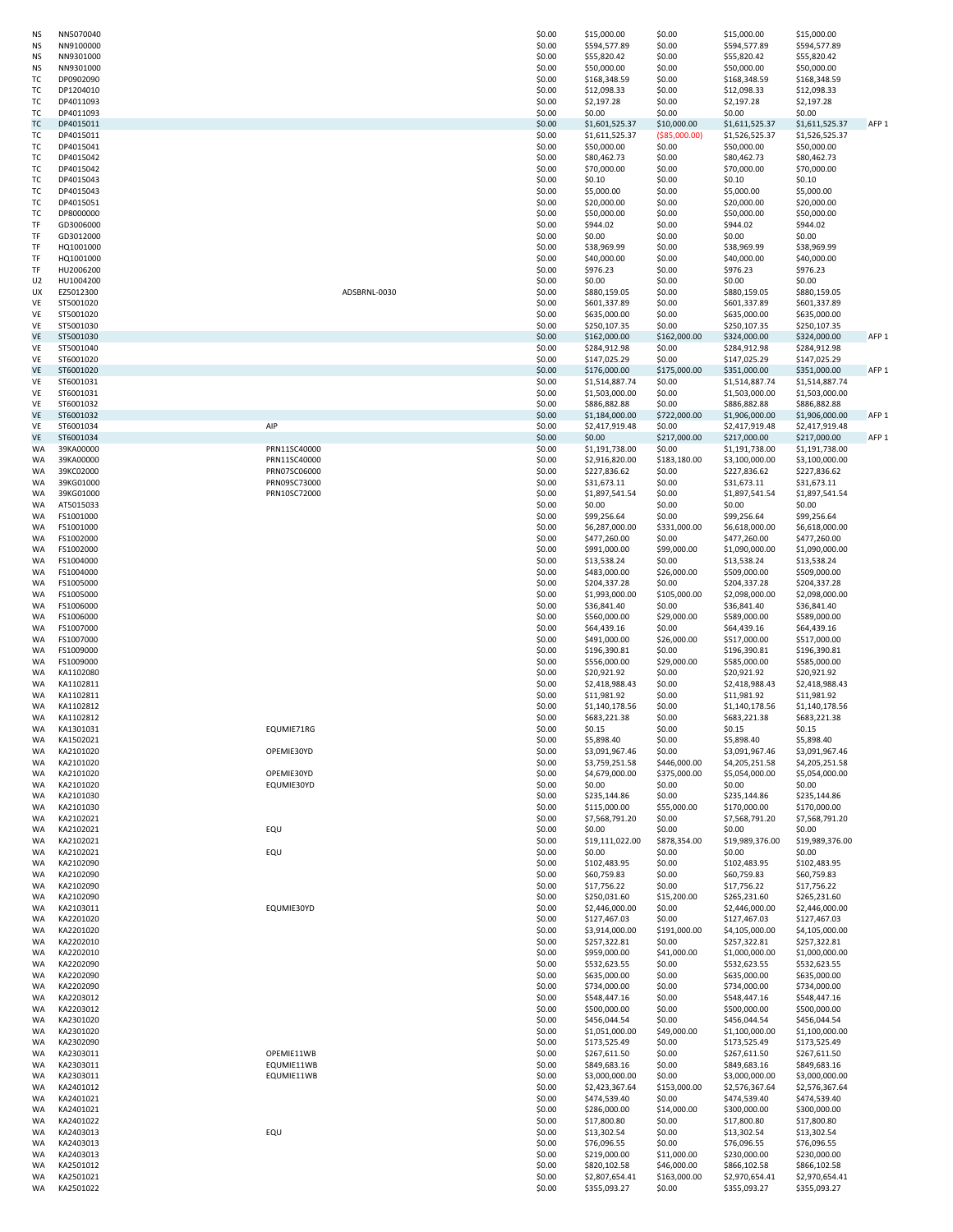| | | | | | | | | | |
|---|---|---|---|---|---|---|---|---|---|
| NS | NN5070040 | | | $0.00 | $15,000.00 | $0.00 | $15,000.00 | $15,000.00 | |
| NS | NN9100000 | | | $0.00 | $594,577.89 | $0.00 | $594,577.89 | $594,577.89 | |
| NS | NN9301000 | | | $0.00 | $55,820.42 | $0.00 | $55,820.42 | $55,820.42 | |
| NS | NN9301000 | | | $0.00 | $50,000.00 | $0.00 | $50,000.00 | $50,000.00 | |
| TC | DP0902090 | | | $0.00 | $168,348.59 | $0.00 | $168,348.59 | $168,348.59 | |
| TC | DP1204010 | | | $0.00 | $12,098.33 | $0.00 | $12,098.33 | $12,098.33 | |
| TC | DP4011093 | | | $0.00 | $2,197.28 | $0.00 | $2,197.28 | $2,197.28 | |
| TC | DP4011093 | | | $0.00 | $0.00 | $0.00 | $0.00 | $0.00 | |
| TC | DP4015011 | | | $0.00 | $1,601,525.37 | $10,000.00 | $1,611,525.37 | $1,611,525.37 | AFP 1 |
| TC | DP4015011 | | | $0.00 | $1,611,525.37 | ($85,000.00) | $1,526,525.37 | $1,526,525.37 | |
| TC | DP4015041 | | | $0.00 | $50,000.00 | $0.00 | $50,000.00 | $50,000.00 | |
| TC | DP4015042 | | | $0.00 | $80,462.73 | $0.00 | $80,462.73 | $80,462.73 | |
| TC | DP4015042 | | | $0.00 | $70,000.00 | $0.00 | $70,000.00 | $70,000.00 | |
| TC | DP4015043 | | | $0.00 | $0.10 | $0.00 | $0.10 | $0.10 | |
| TC | DP4015043 | | | $0.00 | $5,000.00 | $0.00 | $5,000.00 | $5,000.00 | |
| TC | DP4015051 | | | $0.00 | $20,000.00 | $0.00 | $20,000.00 | $20,000.00 | |
| TC | DP8000000 | | | $0.00 | $50,000.00 | $0.00 | $50,000.00 | $50,000.00 | |
| TF | GD3006000 | | | $0.00 | $944.02 | $0.00 | $944.02 | $944.02 | |
| TF | GD3012000 | | | $0.00 | $0.00 | $0.00 | $0.00 | $0.00 | |
| TF | HQ1001000 | | | $0.00 | $38,969.99 | $0.00 | $38,969.99 | $38,969.99 | |
| TF | HQ1001000 | | | $0.00 | $40,000.00 | $0.00 | $40,000.00 | $40,000.00 | |
| TF | HU2006200 | | | $0.00 | $976.23 | $0.00 | $976.23 | $976.23 | |
| U2 | HU1004200 | | | $0.00 | $0.00 | $0.00 | $0.00 | $0.00 | |
| UX | EZ5012300 | | ADSBRNL-0030 | $0.00 | $880,159.05 | $0.00 | $880,159.05 | $880,159.05 | |
| VE | ST5001020 | | | $0.00 | $601,337.89 | $0.00 | $601,337.89 | $601,337.89 | |
| VE | ST5001020 | | | $0.00 | $635,000.00 | $0.00 | $635,000.00 | $635,000.00 | |
| VE | ST5001030 | | | $0.00 | $250,107.35 | $0.00 | $250,107.35 | $250,107.35 | |
| VE | ST5001030 | | | $0.00 | $162,000.00 | $162,000.00 | $324,000.00 | $324,000.00 | AFP 1 |
| VE | ST5001040 | | | $0.00 | $284,912.98 | $0.00 | $284,912.98 | $284,912.98 | |
| VE | ST6001020 | | | $0.00 | $147,025.29 | $0.00 | $147,025.29 | $147,025.29 | |
| VE | ST6001020 | | | $0.00 | $176,000.00 | $175,000.00 | $351,000.00 | $351,000.00 | AFP 1 |
| VE | ST6001031 | | | $0.00 | $1,514,887.74 | $0.00 | $1,514,887.74 | $1,514,887.74 | |
| VE | ST6001031 | | | $0.00 | $1,503,000.00 | $0.00 | $1,503,000.00 | $1,503,000.00 | |
| VE | ST6001032 | | | $0.00 | $886,882.88 | $0.00 | $886,882.88 | $886,882.88 | |
| VE | ST6001032 | | | $0.00 | $1,184,000.00 | $722,000.00 | $1,906,000.00 | $1,906,000.00 | AFP 1 |
| VE | ST6001034 | AIP | | $0.00 | $2,417,919.48 | $0.00 | $2,417,919.48 | $2,417,919.48 | |
| VE | ST6001034 | | | $0.00 | $0.00 | $217,000.00 | $217,000.00 | $217,000.00 | AFP 1 |
| WA | 39KA00000 | PRN11SC40000 | | $0.00 | $1,191,738.00 | $0.00 | $1,191,738.00 | $1,191,738.00 | |
| WA | 39KA00000 | PRN11SC40000 | | $0.00 | $2,916,820.00 | $183,180.00 | $3,100,000.00 | $3,100,000.00 | |
| WA | 39KC02000 | PRN07SC06000 | | $0.00 | $227,836.62 | $0.00 | $227,836.62 | $227,836.62 | |
| WA | 39KG01000 | PRN09SC73000 | | $0.00 | $31,673.11 | $0.00 | $31,673.11 | $31,673.11 | |
| WA | 39KG01000 | PRN10SC72000 | | $0.00 | $1,897,541.54 | $0.00 | $1,897,541.54 | $1,897,541.54 | |
| WA | AT5015033 | | | $0.00 | $0.00 | $0.00 | $0.00 | $0.00 | |
| WA | FS1001000 | | | $0.00 | $99,256.64 | $0.00 | $99,256.64 | $99,256.64 | |
| WA | FS1001000 | | | $0.00 | $6,287,000.00 | $331,000.00 | $6,618,000.00 | $6,618,000.00 | |
| WA | FS1002000 | | | $0.00 | $477,260.00 | $0.00 | $477,260.00 | $477,260.00 | |
| WA | FS1002000 | | | $0.00 | $991,000.00 | $99,000.00 | $1,090,000.00 | $1,090,000.00 | |
| WA | FS1004000 | | | $0.00 | $13,538.24 | $0.00 | $13,538.24 | $13,538.24 | |
| WA | FS1004000 | | | $0.00 | $483,000.00 | $26,000.00 | $509,000.00 | $509,000.00 | |
| WA | FS1005000 | | | $0.00 | $204,337.28 | $0.00 | $204,337.28 | $204,337.28 | |
| WA | FS1005000 | | | $0.00 | $1,993,000.00 | $105,000.00 | $2,098,000.00 | $2,098,000.00 | |
| WA | FS1006000 | | | $0.00 | $36,841.40 | $0.00 | $36,841.40 | $36,841.40 | |
| WA | FS1006000 | | | $0.00 | $560,000.00 | $29,000.00 | $589,000.00 | $589,000.00 | |
| WA | FS1007000 | | | $0.00 | $64,439.16 | $0.00 | $64,439.16 | $64,439.16 | |
| WA | FS1007000 | | | $0.00 | $491,000.00 | $26,000.00 | $517,000.00 | $517,000.00 | |
| WA | FS1009000 | | | $0.00 | $196,390.81 | $0.00 | $196,390.81 | $196,390.81 | |
| WA | FS1009000 | | | $0.00 | $556,000.00 | $29,000.00 | $585,000.00 | $585,000.00 | |
| WA | KA1102080 | | | $0.00 | $20,921.92 | $0.00 | $20,921.92 | $20,921.92 | |
| WA | KA1102811 | | | $0.00 | $2,418,988.43 | $0.00 | $2,418,988.43 | $2,418,988.43 | |
| WA | KA1102811 | | | $0.00 | $11,981.92 | $0.00 | $11,981.92 | $11,981.92 | |
| WA | KA1102812 | | | $0.00 | $1,140,178.56 | $0.00 | $1,140,178.56 | $1,140,178.56 | |
| WA | KA1102812 | | | $0.00 | $683,221.38 | $0.00 | $683,221.38 | $683,221.38 | |
| WA | KA1301031 | EQUMIE71RG | | $0.00 | $0.15 | $0.00 | $0.15 | $0.15 | |
| WA | KA1502021 | | | $0.00 | $5,898.40 | $0.00 | $5,898.40 | $5,898.40 | |
| WA | KA2101020 | OPEMIE30YD | | $0.00 | $3,091,967.46 | $0.00 | $3,091,967.46 | $3,091,967.46 | |
| WA | KA2101020 | | | $0.00 | $3,759,251.58 | $446,000.00 | $4,205,251.58 | $4,205,251.58 | |
| WA | KA2101020 | OPEMIE30YD | | $0.00 | $4,679,000.00 | $375,000.00 | $5,054,000.00 | $5,054,000.00 | |
| WA | KA2101020 | EQUMIE30YD | | $0.00 | $0.00 | $0.00 | $0.00 | $0.00 | |
| WA | KA2101030 | | | $0.00 | $235,144.86 | $0.00 | $235,144.86 | $235,144.86 | |
| WA | KA2101030 | | | $0.00 | $115,000.00 | $55,000.00 | $170,000.00 | $170,000.00 | |
| WA | KA2102021 | | | $0.00 | $7,568,791.20 | $0.00 | $7,568,791.20 | $7,568,791.20 | |
| WA | KA2102021 | EQU | | $0.00 | $0.00 | $0.00 | $0.00 | $0.00 | |
| WA | KA2102021 | | | $0.00 | $19,111,022.00 | $878,354.00 | $19,989,376.00 | $19,989,376.00 | |
| WA | KA2102021 | EQU | | $0.00 | $0.00 | $0.00 | $0.00 | $0.00 | |
| WA | KA2102090 | | | $0.00 | $102,483.95 | $0.00 | $102,483.95 | $102,483.95 | |
| WA | KA2102090 | | | $0.00 | $60,759.83 | $0.00 | $60,759.83 | $60,759.83 | |
| WA | KA2102090 | | | $0.00 | $17,756.22 | $0.00 | $17,756.22 | $17,756.22 | |
| WA | KA2102090 | | | $0.00 | $250,031.60 | $15,200.00 | $265,231.60 | $265,231.60 | |
| WA | KA2103011 | EQUMIE30YD | | $0.00 | $2,446,000.00 | $0.00 | $2,446,000.00 | $2,446,000.00 | |
| WA | KA2201020 | | | $0.00 | $127,467.03 | $0.00 | $127,467.03 | $127,467.03 | |
| WA | KA2201020 | | | $0.00 | $3,914,000.00 | $191,000.00 | $4,105,000.00 | $4,105,000.00 | |
| WA | KA2202010 | | | $0.00 | $257,322.81 | $0.00 | $257,322.81 | $257,322.81 | |
| WA | KA2202010 | | | $0.00 | $959,000.00 | $41,000.00 | $1,000,000.00 | $1,000,000.00 | |
| WA | KA2202090 | | | $0.00 | $532,623.55 | $0.00 | $532,623.55 | $532,623.55 | |
| WA | KA2202090 | | | $0.00 | $635,000.00 | $0.00 | $635,000.00 | $635,000.00 | |
| WA | KA2202090 | | | $0.00 | $734,000.00 | $0.00 | $734,000.00 | $734,000.00 | |
| WA | KA2203012 | | | $0.00 | $548,447.16 | $0.00 | $548,447.16 | $548,447.16 | |
| WA | KA2203012 | | | $0.00 | $500,000.00 | $0.00 | $500,000.00 | $500,000.00 | |
| WA | KA2301020 | | | $0.00 | $456,044.54 | $0.00 | $456,044.54 | $456,044.54 | |
| WA | KA2301020 | | | $0.00 | $1,051,000.00 | $49,000.00 | $1,100,000.00 | $1,100,000.00 | |
| WA | KA2302090 | | | $0.00 | $173,525.49 | $0.00 | $173,525.49 | $173,525.49 | |
| WA | KA2303011 | OPEMIE11WB | | $0.00 | $267,611.50 | $0.00 | $267,611.50 | $267,611.50 | |
| WA | KA2303011 | EQUMIE11WB | | $0.00 | $849,683.16 | $0.00 | $849,683.16 | $849,683.16 | |
| WA | KA2303011 | EQUMIE11WB | | $0.00 | $3,000,000.00 | $0.00 | $3,000,000.00 | $3,000,000.00 | |
| WA | KA2401012 | | | $0.00 | $2,423,367.64 | $153,000.00 | $2,576,367.64 | $2,576,367.64 | |
| WA | KA2401021 | | | $0.00 | $474,539.40 | $0.00 | $474,539.40 | $474,539.40 | |
| WA | KA2401021 | | | $0.00 | $286,000.00 | $14,000.00 | $300,000.00 | $300,000.00 | |
| WA | KA2401022 | | | $0.00 | $17,800.80 | $0.00 | $17,800.80 | $17,800.80 | |
| WA | KA2403013 | EQU | | $0.00 | $13,302.54 | $0.00 | $13,302.54 | $13,302.54 | |
| WA | KA2403013 | | | $0.00 | $76,096.55 | $0.00 | $76,096.55 | $76,096.55 | |
| WA | KA2403013 | | | $0.00 | $219,000.00 | $11,000.00 | $230,000.00 | $230,000.00 | |
| WA | KA2501012 | | | $0.00 | $820,102.58 | $46,000.00 | $866,102.58 | $866,102.58 | |
| WA | KA2501021 | | | $0.00 | $2,807,654.41 | $163,000.00 | $2,970,654.41 | $2,970,654.41 | |
| WA | KA2501022 | | | $0.00 | $355,093.27 | $0.00 | $355,093.27 | $355,093.27 | |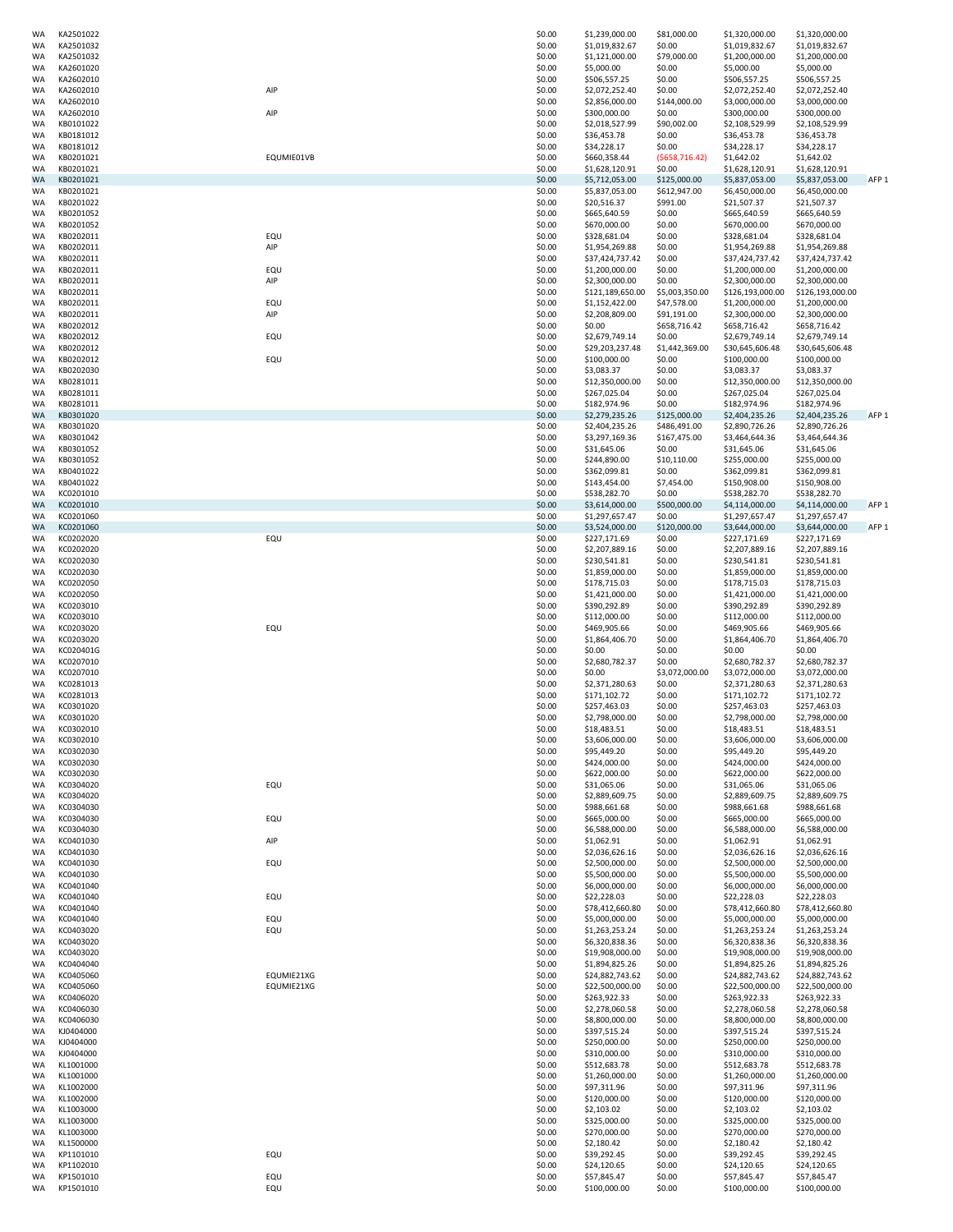| | | | | | | | | |
|---|---|---|---|---|---|---|---|---|
| WA | KA2501022 | | $0.00 | $1,239,000.00 | $81,000.00 | $1,320,000.00 | $1,320,000.00 | |
| WA | KA2501032 | | $0.00 | $1,019,832.67 | $0.00 | $1,019,832.67 | $1,019,832.67 | |
| WA | KA2501032 | | $0.00 | $1,121,000.00 | $79,000.00 | $1,200,000.00 | $1,200,000.00 | |
| WA | KA2601020 | | $0.00 | $5,000.00 | $0.00 | $5,000.00 | $5,000.00 | |
| WA | KA2602010 | | $0.00 | $506,557.25 | $0.00 | $506,557.25 | $506,557.25 | |
| WA | KA2602010 | AIP | $0.00 | $2,072,252.40 | $0.00 | $2,072,252.40 | $2,072,252.40 | |
| WA | KA2602010 | | $0.00 | $2,856,000.00 | $144,000.00 | $3,000,000.00 | $3,000,000.00 | |
| WA | KA2602010 | AIP | $0.00 | $300,000.00 | $0.00 | $300,000.00 | $300,000.00 | |
| WA | KB0101022 | | $0.00 | $2,018,527.99 | $90,002.00 | $2,108,529.99 | $2,108,529.99 | |
| WA | KB0181012 | | $0.00 | $36,453.78 | $0.00 | $36,453.78 | $36,453.78 | |
| WA | KB0181012 | | $0.00 | $34,228.17 | $0.00 | $34,228.17 | $34,228.17 | |
| WA | KB0201021 | EQUMIE01VB | $0.00 | $660,358.44 | ($658,716.42) | $1,642.02 | $1,642.02 | |
| WA | KB0201021 | | $0.00 | $1,628,120.91 | $0.00 | $1,628,120.91 | $1,628,120.91 | |
| WA | KB0201021 | | $0.00 | $5,712,053.00 | $125,000.00 | $5,837,053.00 | $5,837,053.00 | AFP 1 |
| WA | KB0201021 | | $0.00 | $5,837,053.00 | $612,947.00 | $6,450,000.00 | $6,450,000.00 | |
| WA | KB0201022 | | $0.00 | $20,516.37 | $991.00 | $21,507.37 | $21,507.37 | |
| WA | KB0201052 | | $0.00 | $665,640.59 | $0.00 | $665,640.59 | $665,640.59 | |
| WA | KB0201052 | | $0.00 | $670,000.00 | $0.00 | $670,000.00 | $670,000.00 | |
| WA | KB0202011 | EQU | $0.00 | $328,681.04 | $0.00 | $328,681.04 | $328,681.04 | |
| WA | KB0202011 | AIP | $0.00 | $1,954,269.88 | $0.00 | $1,954,269.88 | $1,954,269.88 | |
| WA | KB0202011 | | $0.00 | $37,424,737.42 | $0.00 | $37,424,737.42 | $37,424,737.42 | |
| WA | KB0202011 | EQU | $0.00 | $1,200,000.00 | $0.00 | $1,200,000.00 | $1,200,000.00 | |
| WA | KB0202011 | AIP | $0.00 | $2,300,000.00 | $0.00 | $2,300,000.00 | $2,300,000.00 | |
| WA | KB0202011 | | $0.00 | $121,189,650.00 | $5,003,350.00 | $126,193,000.00 | $126,193,000.00 | |
| WA | KB0202011 | EQU | $0.00 | $1,152,422.00 | $47,578.00 | $1,200,000.00 | $1,200,000.00 | |
| WA | KB0202011 | AIP | $0.00 | $2,208,809.00 | $91,191.00 | $2,300,000.00 | $2,300,000.00 | |
| WA | KB0202012 | | $0.00 | $0.00 | $658,716.42 | $658,716.42 | $658,716.42 | |
| WA | KB0202012 | EQU | $0.00 | $2,679,749.14 | $0.00 | $2,679,749.14 | $2,679,749.14 | |
| WA | KB0202012 | | $0.00 | $29,203,237.48 | $1,442,369.00 | $30,645,606.48 | $30,645,606.48 | |
| WA | KB0202012 | EQU | $0.00 | $100,000.00 | $0.00 | $100,000.00 | $100,000.00 | |
| WA | KB0202030 | | $0.00 | $3,083.37 | $0.00 | $3,083.37 | $3,083.37 | |
| WA | KB0281011 | | $0.00 | $12,350,000.00 | $0.00 | $12,350,000.00 | $12,350,000.00 | |
| WA | KB0281011 | | $0.00 | $267,025.04 | $0.00 | $267,025.04 | $267,025.04 | |
| WA | KB0281011 | | $0.00 | $182,974.96 | $0.00 | $182,974.96 | $182,974.96 | |
| WA | KB0301020 | | $0.00 | $2,279,235.26 | $125,000.00 | $2,404,235.26 | $2,404,235.26 | AFP 1 |
| WA | KB0301020 | | $0.00 | $2,404,235.26 | $486,491.00 | $2,890,726.26 | $2,890,726.26 | |
| WA | KB0301042 | | $0.00 | $3,297,169.36 | $167,475.00 | $3,464,644.36 | $3,464,644.36 | |
| WA | KB0301052 | | $0.00 | $31,645.06 | $0.00 | $31,645.06 | $31,645.06 | |
| WA | KB0301052 | | $0.00 | $244,890.00 | $10,110.00 | $255,000.00 | $255,000.00 | |
| WA | KB0401022 | | $0.00 | $362,099.81 | $0.00 | $362,099.81 | $362,099.81 | |
| WA | KB0401022 | | $0.00 | $143,454.00 | $7,454.00 | $150,908.00 | $150,908.00 | |
| WA | KC0201010 | | $0.00 | $538,282.70 | $0.00 | $538,282.70 | $538,282.70 | |
| WA | KC0201010 | | $0.00 | $3,614,000.00 | $500,000.00 | $4,114,000.00 | $4,114,000.00 | AFP 1 |
| WA | KC0201060 | | $0.00 | $1,297,657.47 | $0.00 | $1,297,657.47 | $1,297,657.47 | |
| WA | KC0201060 | | $0.00 | $3,524,000.00 | $120,000.00 | $3,644,000.00 | $3,644,000.00 | AFP 1 |
| WA | KC0202020 | EQU | $0.00 | $227,171.69 | $0.00 | $227,171.69 | $227,171.69 | |
| WA | KC0202020 | | $0.00 | $2,207,889.16 | $0.00 | $2,207,889.16 | $2,207,889.16 | |
| WA | KC0202030 | | $0.00 | $230,541.81 | $0.00 | $230,541.81 | $230,541.81 | |
| WA | KC0202030 | | $0.00 | $1,859,000.00 | $0.00 | $1,859,000.00 | $1,859,000.00 | |
| WA | KC0202050 | | $0.00 | $178,715.03 | $0.00 | $178,715.03 | $178,715.03 | |
| WA | KC0202050 | | $0.00 | $1,421,000.00 | $0.00 | $1,421,000.00 | $1,421,000.00 | |
| WA | KC0203010 | | $0.00 | $390,292.89 | $0.00 | $390,292.89 | $390,292.89 | |
| WA | KC0203010 | | $0.00 | $112,000.00 | $0.00 | $112,000.00 | $112,000.00 | |
| WA | KC0203020 | EQU | $0.00 | $469,905.66 | $0.00 | $469,905.66 | $469,905.66 | |
| WA | KC0203020 | | $0.00 | $1,864,406.70 | $0.00 | $1,864,406.70 | $1,864,406.70 | |
| WA | KC020401G | | $0.00 | $0.00 | $0.00 | $0.00 | $0.00 | |
| WA | KC0207010 | | $0.00 | $2,680,782.37 | $0.00 | $2,680,782.37 | $2,680,782.37 | |
| WA | KC0207010 | | $0.00 | $0.00 | $3,072,000.00 | $3,072,000.00 | $3,072,000.00 | |
| WA | KC0281013 | | $0.00 | $2,371,280.63 | $0.00 | $2,371,280.63 | $2,371,280.63 | |
| WA | KC0281013 | | $0.00 | $171,102.72 | $0.00 | $171,102.72 | $171,102.72 | |
| WA | KC0301020 | | $0.00 | $257,463.03 | $0.00 | $257,463.03 | $257,463.03 | |
| WA | KC0301020 | | $0.00 | $2,798,000.00 | $0.00 | $2,798,000.00 | $2,798,000.00 | |
| WA | KC0302010 | | $0.00 | $18,483.51 | $0.00 | $18,483.51 | $18,483.51 | |
| WA | KC0302010 | | $0.00 | $3,606,000.00 | $0.00 | $3,606,000.00 | $3,606,000.00 | |
| WA | KC0302030 | | $0.00 | $95,449.20 | $0.00 | $95,449.20 | $95,449.20 | |
| WA | KC0302030 | | $0.00 | $424,000.00 | $0.00 | $424,000.00 | $424,000.00 | |
| WA | KC0302030 | | $0.00 | $622,000.00 | $0.00 | $622,000.00 | $622,000.00 | |
| WA | KC0304020 | EQU | $0.00 | $31,065.06 | $0.00 | $31,065.06 | $31,065.06 | |
| WA | KC0304020 | | $0.00 | $2,889,609.75 | $0.00 | $2,889,609.75 | $2,889,609.75 | |
| WA | KC0304030 | | $0.00 | $988,661.68 | $0.00 | $988,661.68 | $988,661.68 | |
| WA | KC0304030 | EQU | $0.00 | $665,000.00 | $0.00 | $665,000.00 | $665,000.00 | |
| WA | KC0304030 | | $0.00 | $6,588,000.00 | $0.00 | $6,588,000.00 | $6,588,000.00 | |
| WA | KC0401030 | AIP | $0.00 | $1,062.91 | $0.00 | $1,062.91 | $1,062.91 | |
| WA | KC0401030 | | $0.00 | $2,036,626.16 | $0.00 | $2,036,626.16 | $2,036,626.16 | |
| WA | KC0401030 | EQU | $0.00 | $2,500,000.00 | $0.00 | $2,500,000.00 | $2,500,000.00 | |
| WA | KC0401030 | | $0.00 | $5,500,000.00 | $0.00 | $5,500,000.00 | $5,500,000.00 | |
| WA | KC0401040 | | $0.00 | $6,000,000.00 | $0.00 | $6,000,000.00 | $6,000,000.00 | |
| WA | KC0401040 | EQU | $0.00 | $22,228.03 | $0.00 | $22,228.03 | $22,228.03 | |
| WA | KC0401040 | | $0.00 | $78,412,660.80 | $0.00 | $78,412,660.80 | $78,412,660.80 | |
| WA | KC0401040 | EQU | $0.00 | $5,000,000.00 | $0.00 | $5,000,000.00 | $5,000,000.00 | |
| WA | KC0403020 | EQU | $0.00 | $1,263,253.24 | $0.00 | $1,263,253.24 | $1,263,253.24 | |
| WA | KC0403020 | | $0.00 | $6,320,838.36 | $0.00 | $6,320,838.36 | $6,320,838.36 | |
| WA | KC0403020 | | $0.00 | $19,908,000.00 | $0.00 | $19,908,000.00 | $19,908,000.00 | |
| WA | KC0404040 | | $0.00 | $1,894,825.26 | $0.00 | $1,894,825.26 | $1,894,825.26 | |
| WA | KC0405060 | EQUMIE21XG | $0.00 | $24,882,743.62 | $0.00 | $24,882,743.62 | $24,882,743.62 | |
| WA | KC0405060 | EQUMIE21XG | $0.00 | $22,500,000.00 | $0.00 | $22,500,000.00 | $22,500,000.00 | |
| WA | KC0406020 | | $0.00 | $263,922.33 | $0.00 | $263,922.33 | $263,922.33 | |
| WA | KC0406030 | | $0.00 | $2,278,060.58 | $0.00 | $2,278,060.58 | $2,278,060.58 | |
| WA | KC0406030 | | $0.00 | $8,800,000.00 | $0.00 | $8,800,000.00 | $8,800,000.00 | |
| WA | KJ0404000 | | $0.00 | $397,515.24 | $0.00 | $397,515.24 | $397,515.24 | |
| WA | KJ0404000 | | $0.00 | $250,000.00 | $0.00 | $250,000.00 | $250,000.00 | |
| WA | KJ0404000 | | $0.00 | $310,000.00 | $0.00 | $310,000.00 | $310,000.00 | |
| WA | KL1001000 | | $0.00 | $512,683.78 | $0.00 | $512,683.78 | $512,683.78 | |
| WA | KL1001000 | | $0.00 | $1,260,000.00 | $0.00 | $1,260,000.00 | $1,260,000.00 | |
| WA | KL1002000 | | $0.00 | $97,311.96 | $0.00 | $97,311.96 | $97,311.96 | |
| WA | KL1002000 | | $0.00 | $120,000.00 | $0.00 | $120,000.00 | $120,000.00 | |
| WA | KL1003000 | | $0.00 | $2,103.02 | $0.00 | $2,103.02 | $2,103.02 | |
| WA | KL1003000 | | $0.00 | $325,000.00 | $0.00 | $325,000.00 | $325,000.00 | |
| WA | KL1003000 | | $0.00 | $270,000.00 | $0.00 | $270,000.00 | $270,000.00 | |
| WA | KL1500000 | | $0.00 | $2,180.42 | $0.00 | $2,180.42 | $2,180.42 | |
| WA | KP1101010 | EQU | $0.00 | $39,292.45 | $0.00 | $39,292.45 | $39,292.45 | |
| WA | KP1102010 | | $0.00 | $24,120.65 | $0.00 | $24,120.65 | $24,120.65 | |
| WA | KP1501010 | EQU | $0.00 | $57,845.47 | $0.00 | $57,845.47 | $57,845.47 | |
| WA | KP1501010 | EQU | $0.00 | $100,000.00 | $0.00 | $100,000.00 | $100,000.00 | |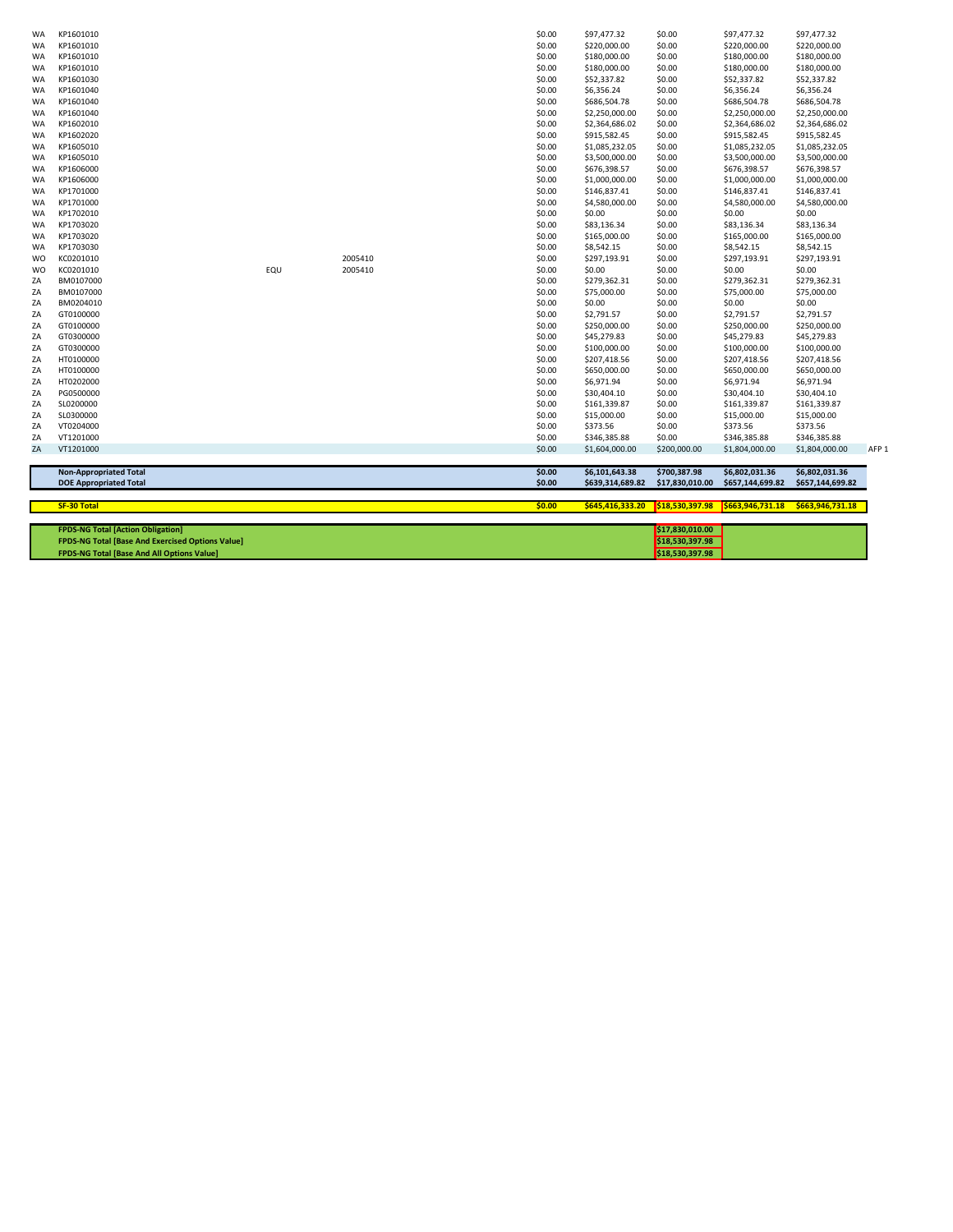| | | | | | | | | | | |
|---|---|---|---|---|---|---|---|---|---|---|
| WA | KP1601010 | | | $0.00 | $97,477.32 | $0.00 | $97,477.32 | $97,477.32 | |
| WA | KP1601010 | | | $0.00 | $220,000.00 | $0.00 | $220,000.00 | $220,000.00 | |
| WA | KP1601010 | | | $0.00 | $180,000.00 | $0.00 | $180,000.00 | $180,000.00 | |
| WA | KP1601010 | | | $0.00 | $180,000.00 | $0.00 | $180,000.00 | $180,000.00 | |
| WA | KP1601030 | | | $0.00 | $52,337.82 | $0.00 | $52,337.82 | $52,337.82 | |
| WA | KP1601040 | | | $0.00 | $6,356.24 | $0.00 | $6,356.24 | $6,356.24 | |
| WA | KP1601040 | | | $0.00 | $686,504.78 | $0.00 | $686,504.78 | $686,504.78 | |
| WA | KP1601040 | | | $0.00 | $2,250,000.00 | $0.00 | $2,250,000.00 | $2,250,000.00 | |
| WA | KP1602010 | | | $0.00 | $2,364,686.02 | $0.00 | $2,364,686.02 | $2,364,686.02 | |
| WA | KP1602020 | | | $0.00 | $915,582.45 | $0.00 | $915,582.45 | $915,582.45 | |
| WA | KP1605010 | | | $0.00 | $1,085,232.05 | $0.00 | $1,085,232.05 | $1,085,232.05 | |
| WA | KP1605010 | | | $0.00 | $3,500,000.00 | $0.00 | $3,500,000.00 | $3,500,000.00 | |
| WA | KP1606000 | | | $0.00 | $676,398.57 | $0.00 | $676,398.57 | $676,398.57 | |
| WA | KP1606000 | | | $0.00 | $1,000,000.00 | $0.00 | $1,000,000.00 | $1,000,000.00 | |
| WA | KP1701000 | | | $0.00 | $146,837.41 | $0.00 | $146,837.41 | $146,837.41 | |
| WA | KP1701000 | | | $0.00 | $4,580,000.00 | $0.00 | $4,580,000.00 | $4,580,000.00 | |
| WA | KP1702010 | | | $0.00 | $0.00 | $0.00 | $0.00 | $0.00 | |
| WA | KP1703020 | | | $0.00 | $83,136.34 | $0.00 | $83,136.34 | $83,136.34 | |
| WA | KP1703020 | | | $0.00 | $165,000.00 | $0.00 | $165,000.00 | $165,000.00 | |
| WA | KP1703030 | | | $0.00 | $8,542.15 | $0.00 | $8,542.15 | $8,542.15 | |
| WO | KC0201010 | | 2005410 | $0.00 | $297,193.91 | $0.00 | $297,193.91 | $297,193.91 | |
| WO | KC0201010 | EQU | 2005410 | $0.00 | $0.00 | $0.00 | $0.00 | $0.00 | |
| ZA | BM0107000 | | | $0.00 | $279,362.31 | $0.00 | $279,362.31 | $279,362.31 | |
| ZA | BM0107000 | | | $0.00 | $75,000.00 | $0.00 | $75,000.00 | $75,000.00 | |
| ZA | BM0204010 | | | $0.00 | $0.00 | $0.00 | $0.00 | $0.00 | |
| ZA | GT0100000 | | | $0.00 | $2,791.57 | $0.00 | $2,791.57 | $2,791.57 | |
| ZA | GT0100000 | | | $0.00 | $250,000.00 | $0.00 | $250,000.00 | $250,000.00 | |
| ZA | GT0300000 | | | $0.00 | $45,279.83 | $0.00 | $45,279.83 | $45,279.83 | |
| ZA | GT0300000 | | | $0.00 | $100,000.00 | $0.00 | $100,000.00 | $100,000.00 | |
| ZA | HT0100000 | | | $0.00 | $207,418.56 | $0.00 | $207,418.56 | $207,418.56 | |
| ZA | HT0100000 | | | $0.00 | $650,000.00 | $0.00 | $650,000.00 | $650,000.00 | |
| ZA | HT0202000 | | | $0.00 | $6,971.94 | $0.00 | $6,971.94 | $6,971.94 | |
| ZA | PG0500000 | | | $0.00 | $30,404.10 | $0.00 | $30,404.10 | $30,404.10 | |
| ZA | SL0200000 | | | $0.00 | $161,339.87 | $0.00 | $161,339.87 | $161,339.87 | |
| ZA | SL0300000 | | | $0.00 | $15,000.00 | $0.00 | $15,000.00 | $15,000.00 | |
| ZA | VT0204000 | | | $0.00 | $373.56 | $0.00 | $373.56 | $373.56 | |
| ZA | VT1201000 | | | $0.00 | $346,385.88 | $0.00 | $346,385.88 | $346,385.88 | |
| ZA | VT1201000 | | | $0.00 | $1,604,000.00 | $200,000.00 | $1,804,000.00 | $1,804,000.00 | AFP 1 |
| | **Non-Appropriated Total** | | | **$0.00** | **$6,101,643.38** | **$700,387.98** | **$6,802,031.36** | **$6,802,031.36** | |
| | **DOE Appropriated Total** | | | **$0.00** | **$639,314,689.82** | **$17,830,010.00** | **$657,144,699.82** | **$657,144,699.82** | |
| | **SF-30 Total** | | | **$0.00** | **$645,416,333.20** | **$18,530,397.98** | **$663,946,731.18** | **$663,946,731.18** | |
| | **FPDS-NG Total [Action Obligation]** | | | | | **$17,830,010.00** | | | |
| | **FPDS-NG Total [Base And Exercised Options Value]** | | | | | **$18,530,397.98** | | | |
| | **FPDS-NG Total [Base And All Options Value]** | | | | | **$18,530,397.98** | | | |